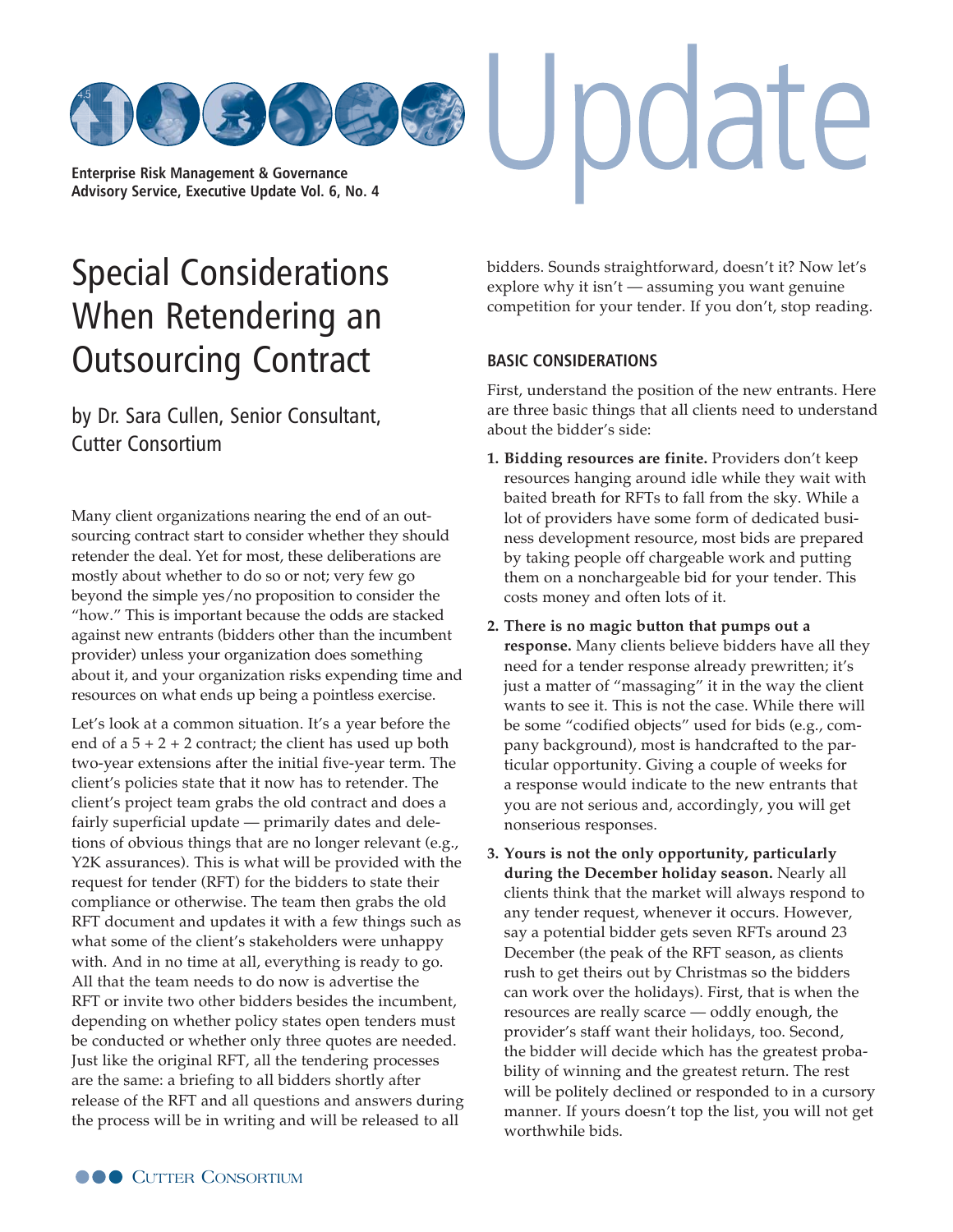Update

**Enterprise Risk Management & Governance Advisory Service, Executive Update Vol. 6, No. 4**

# Special Considerations When Retendering an Outsourcing Contract

by Dr. Sara Cullen, Senior Consultant, Cutter Consortium

Many client organizations nearing the end of an outsourcing contract start to consider whether they should retender the deal. Yet for most, these deliberations are mostly about whether to do so or not; very few go beyond the simple yes/no proposition to consider the "how." This is important because the odds are stacked against new entrants (bidders other than the incumbent provider) unless your organization does something about it, and your organization risks expending time and resources on what ends up being a pointless exercise.

Let's look at a common situation. It's a year before the end of a 5 + 2 + 2 contract; the client has used up both two-year extensions after the initial five-year term. The client's policies state that it now has to retender. The client's project team grabs the old contract and does a fairly superficial update — primarily dates and deletions of obvious things that are no longer relevant (e.g., Y2K assurances). This is what will be provided with the request for tender (RFT) for the bidders to state their compliance or otherwise. The team then grabs the old RFT document and updates it with a few things such as what some of the client's stakeholders were unhappy with. And in no time at all, everything is ready to go. All that the team needs to do now is advertise the RFT or invite two other bidders besides the incumbent, depending on whether policy states open tenders must be conducted or whether only three quotes are needed. Just like the original RFT, all the tendering processes are the same: a briefing to all bidders shortly after release of the RFT and all questions and answers during the process will be in writing and will be released to all bidders. Sounds straightforward, doesn't it? Now let's explore why it isn't — assuming you want genuine competition for your tender. If you don't, stop reading.

## BASIC CONSIDERATIONS

First, understand the position of the new entrants. Here are three basic things that all clients need to understand about the bidder's side:

1. **Bidding resources are finite.** Providers don't keep resources hanging around idle while they wait with baited breath for RFTs to fall from the sky. While a lot of providers have some form of dedicated business development resource, most bids are prepared by taking people off chargeable work and putting them on a nonchargeable bid for your tender. This costs money and often lots of it.
2. **There is no magic button that pumps out a response.** Many clients believe bidders have all they need for a tender response already prewritten; it's just a matter of "massaging" it in the way the client wants to see it. This is not the case. While there will be some "codified objects" used for bids (e.g., company background), most is handcrafted to the particular opportunity. Giving a couple of weeks for a response would indicate to the new entrants that you are not serious and, accordingly, you will get nonserious responses.
3. **Yours is not the only opportunity, particularly during the December holiday season.** Nearly all clients think that the market will always respond to any tender request, whenever it occurs. However, say a potential bidder gets seven RFTs around 23 December (the peak of the RFT season, as clients rush to get theirs out by Christmas so the bidders can work over the holidays). First, that is when the resources are really scarce — oddly enough, the provider's staff want their holidays, too. Second, the bidder will decide which has the greatest probability of winning and the greatest return. The rest will be politely declined or responded to in a cursory manner. If yours doesn't top the list, you will not get worthwhile bids.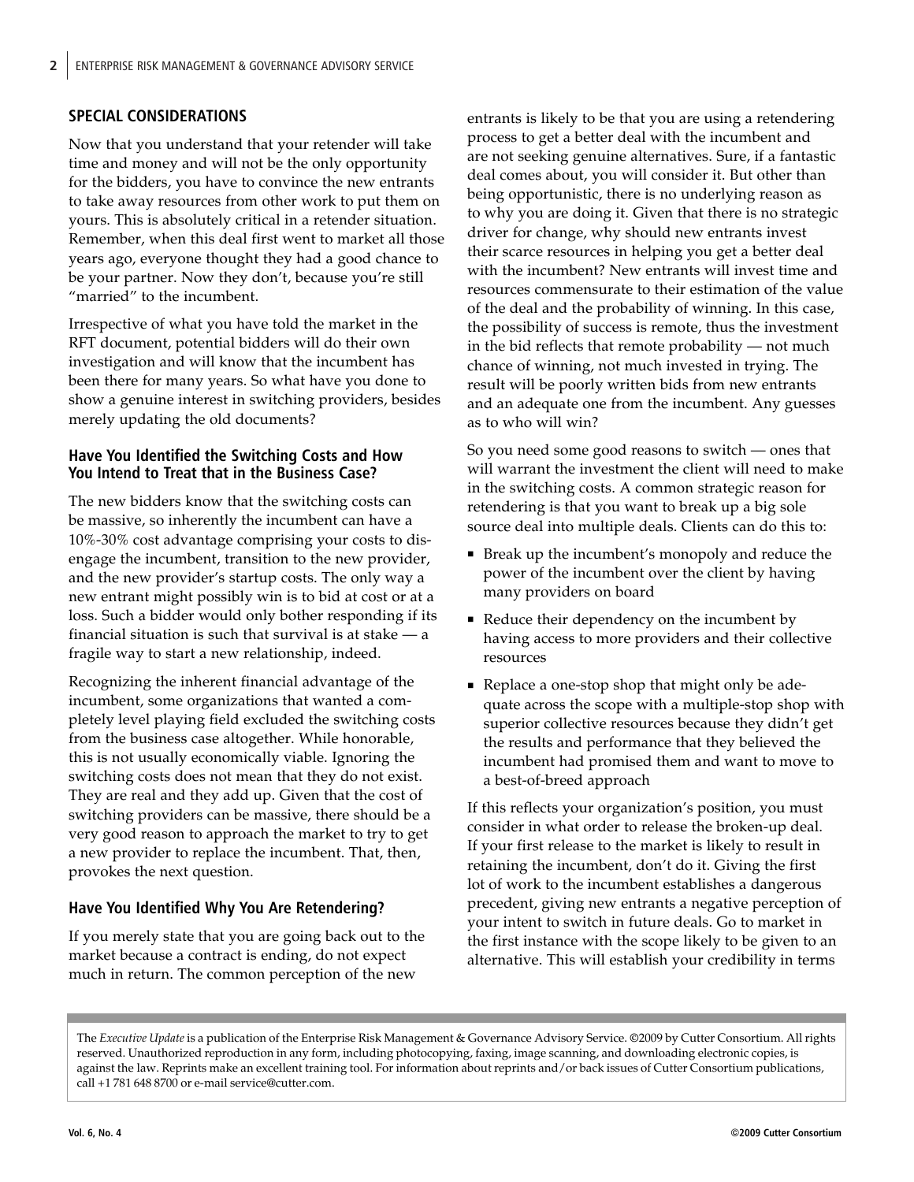## SPECIAL CONSIDERATIONS

Now that you understand that your retender will take time and money and will not be the only opportunity for the bidders, you have to convince the new entrants to take away resources from other work to put them on yours. This is absolutely critical in a retender situation. Remember, when this deal first went to market all those years ago, everyone thought they had a good chance to be your partner. Now they don't, because you're still "married" to the incumbent.

Irrespective of what you have told the market in the RFT document, potential bidders will do their own investigation and will know that the incumbent has been there for many years. So what have you done to show a genuine interest in switching providers, besides merely updating the old documents?

### Have You Identified the Switching Costs and How You Intend to Treat that in the Business Case?

The new bidders know that the switching costs can be massive, so inherently the incumbent can have a 10%-30% cost advantage comprising your costs to disengage the incumbent, transition to the new provider, and the new provider's startup costs. The only way a new entrant might possibly win is to bid at cost or at a loss. Such a bidder would only bother responding if its financial situation is such that survival is at stake — a fragile way to start a new relationship, indeed.

Recognizing the inherent financial advantage of the incumbent, some organizations that wanted a completely level playing field excluded the switching costs from the business case altogether. While honorable, this is not usually economically viable. Ignoring the switching costs does not mean that they do not exist. They are real and they add up. Given that the cost of switching providers can be massive, there should be a very good reason to approach the market to try to get a new provider to replace the incumbent. That, then, provokes the next question.

### Have You Identified Why You Are Retendering?

If you merely state that you are going back out to the market because a contract is ending, do not expect much in return. The common perception of the new entrants is likely to be that you are using a retendering process to get a better deal with the incumbent and are not seeking genuine alternatives. Sure, if a fantastic deal comes about, you will consider it. But other than being opportunistic, there is no underlying reason as to why you are doing it. Given that there is no strategic driver for change, why should new entrants invest their scarce resources in helping you get a better deal with the incumbent? New entrants will invest time and resources commensurate to their estimation of the value of the deal and the probability of winning. In this case, the possibility of success is remote, thus the investment in the bid reflects that remote probability — not much chance of winning, not much invested in trying. The result will be poorly written bids from new entrants and an adequate one from the incumbent. Any guesses as to who will win?

So you need some good reasons to switch — ones that will warrant the investment the client will need to make in the switching costs. A common strategic reason for retendering is that you want to break up a big sole source deal into multiple deals. Clients can do this to:

- Break up the incumbent's monopoly and reduce the power of the incumbent over the client by having many providers on board
- Reduce their dependency on the incumbent by having access to more providers and their collective resources
- Replace a one-stop shop that might only be adequate across the scope with a multiple-stop shop with superior collective resources because they didn't get the results and performance that they believed the incumbent had promised them and want to move to a best-of-breed approach

If this reflects your organization's position, you must consider in what order to release the broken-up deal. If your first release to the market is likely to result in retaining the incumbent, don't do it. Giving the first lot of work to the incumbent establishes a dangerous precedent, giving new entrants a negative perception of your intent to switch in future deals. Go to market in the first instance with the scope likely to be given to an alternative. This will establish your credibility in terms

The *Executive Update* is a publication of the Enterprise Risk Management & Governance Advisory Service. ©2009 by Cutter Consortium. All rights reserved. Unauthorized reproduction in any form, including photocopying, faxing, image scanning, and downloading electronic copies, is against the law. Reprints make an excellent training tool. For information about reprints and/or back issues of Cutter Consortium publications, call +1 781 648 8700 or e-mail service@cutter.com.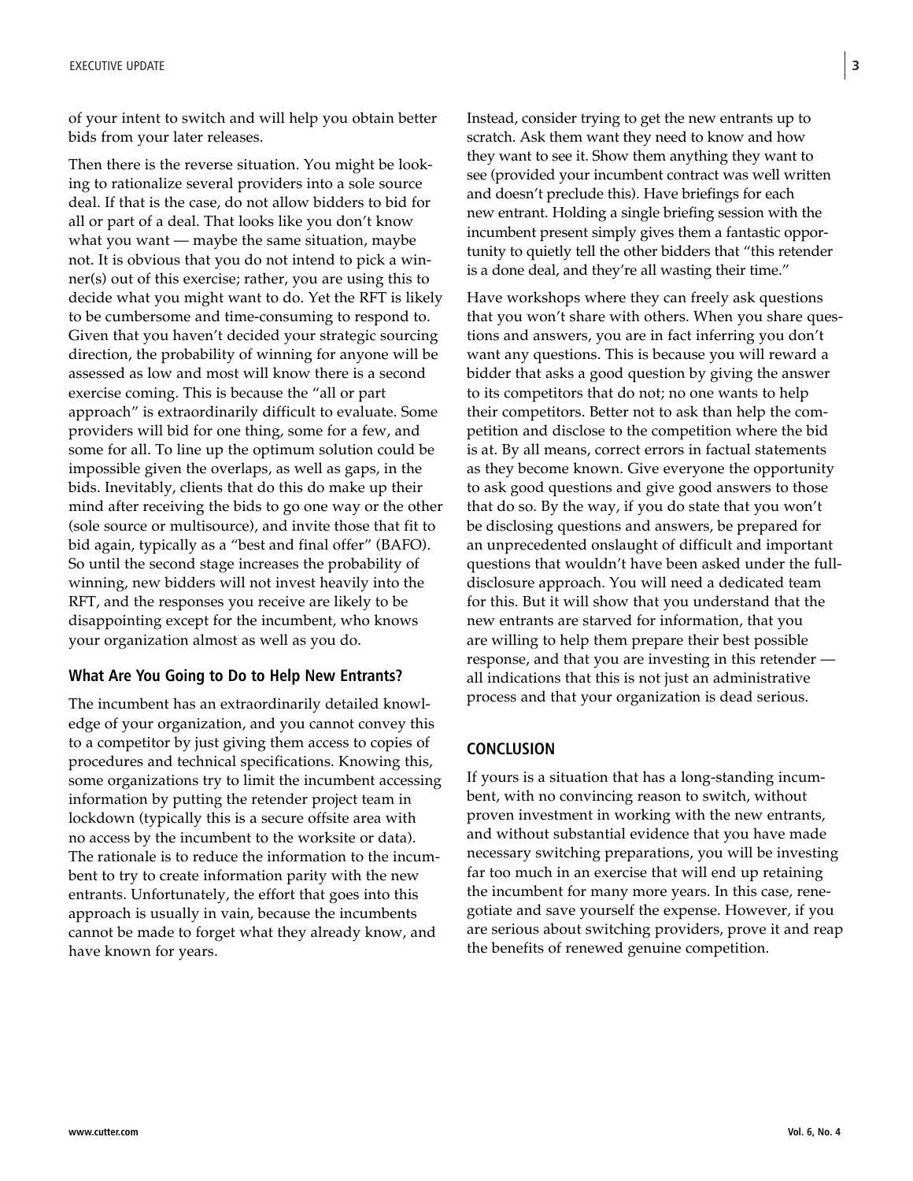of your intent to switch and will help you obtain better bids from your later releases.

Then there is the reverse situation. You might be looking to rationalize several providers into a sole source deal. If that is the case, do not allow bidders to bid for all or part of a deal. That looks like you don't know what you want — maybe the same situation, maybe not. It is obvious that you do not intend to pick a winner(s) out of this exercise; rather, you are using this to decide what you might want to do. Yet the RFT is likely to be cumbersome and time-consuming to respond to. Given that you haven't decided your strategic sourcing direction, the probability of winning for anyone will be assessed as low and most will know there is a second exercise coming. This is because the "all or part approach" is extraordinarily difficult to evaluate. Some providers will bid for one thing, some for a few, and some for all. To line up the optimum solution could be impossible given the overlaps, as well as gaps, in the bids. Inevitably, clients that do this do make up their mind after receiving the bids to go one way or the other (sole source or multisource), and invite those that fit to bid again, typically as a "best and final offer" (BAFO). So until the second stage increases the probability of winning, new bidders will not invest heavily into the RFT, and the responses you receive are likely to be disappointing except for the incumbent, who knows your organization almost as well as you do.

### What Are You Going to Do to Help New Entrants?

The incumbent has an extraordinarily detailed knowledge of your organization, and you cannot convey this to a competitor by just giving them access to copies of procedures and technical specifications. Knowing this, some organizations try to limit the incumbent accessing information by putting the retender project team in lockdown (typically this is a secure offsite area with no access by the incumbent to the worksite or data). The rationale is to reduce the information to the incumbent to try to create information parity with the new entrants. Unfortunately, the effort that goes into this approach is usually in vain, because the incumbents cannot be made to forget what they already know, and have known for years.

Instead, consider trying to get the new entrants up to scratch. Ask them want they need to know and how they want to see it. Show them anything they want to see (provided your incumbent contract was well written and doesn't preclude this). Have briefings for each new entrant. Holding a single briefing session with the incumbent present simply gives them a fantastic opportunity to quietly tell the other bidders that "this retender is a done deal, and they're all wasting their time."

Have workshops where they can freely ask questions that you won't share with others. When you share questions and answers, you are in fact inferring you don't want any questions. This is because you will reward a bidder that asks a good question by giving the answer to its competitors that do not; no one wants to help their competitors. Better not to ask than help the competition and disclose to the competition where the bid is at. By all means, correct errors in factual statements as they become known. Give everyone the opportunity to ask good questions and give good answers to those that do so. By the way, if you do state that you won't be disclosing questions and answers, be prepared for an unprecedented onslaught of difficult and important questions that wouldn't have been asked under the full-disclosure approach. You will need a dedicated team for this. But it will show that you understand that the new entrants are starved for information, that you are willing to help them prepare their best possible response, and that you are investing in this retender — all indications that this is not just an administrative process and that your organization is dead serious.

## CONCLUSION

If yours is a situation that has a long-standing incumbent, with no convincing reason to switch, without proven investment in working with the new entrants, and without substantial evidence that you have made necessary switching preparations, you will be investing far too much in an exercise that will end up retaining the incumbent for many more years. In this case, renegotiate and save yourself the expense. However, if you are serious about switching providers, prove it and reap the benefits of renewed genuine competition.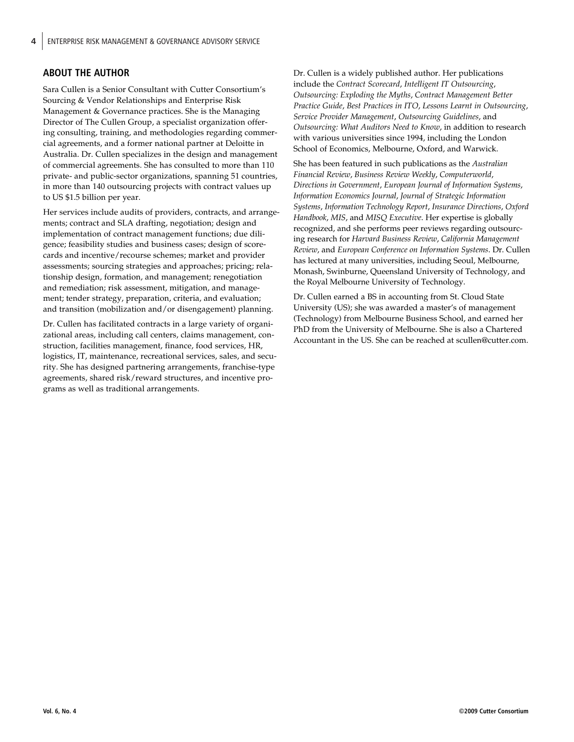## ABOUT THE AUTHOR

Sara Cullen is a Senior Consultant with Cutter Consortium's Sourcing & Vendor Relationships and Enterprise Risk Management & Governance practices. She is the Managing Director of The Cullen Group, a specialist organization offering consulting, training, and methodologies regarding commercial agreements, and a former national partner at Deloitte in Australia. Dr. Cullen specializes in the design and management of commercial agreements. She has consulted to more than 110 private- and public-sector organizations, spanning 51 countries, in more than 140 outsourcing projects with contract values up to US $1.5 billion per year.

Her services include audits of providers, contracts, and arrangements; contract and SLA drafting, negotiation; design and implementation of contract management functions; due diligence; feasibility studies and business cases; design of scorecards and incentive/recourse schemes; market and provider assessments; sourcing strategies and approaches; pricing; relationship design, formation, and management; renegotiation and remediation; risk assessment, mitigation, and management; tender strategy, preparation, criteria, and evaluation; and transition (mobilization and/or disengagement) planning.

Dr. Cullen has facilitated contracts in a large variety of organizational areas, including call centers, claims management, construction, facilities management, finance, food services, HR, logistics, IT, maintenance, recreational services, sales, and security. She has designed partnering arrangements, franchise-type agreements, shared risk/reward structures, and incentive programs as well as traditional arrangements.

Dr. Cullen is a widely published author. Her publications include the *Contract Scorecard*, *Intelligent IT Outsourcing*, *Outsourcing: Exploding the Myths*, *Contract Management Better Practice Guide*, *Best Practices in ITO*, *Lessons Learnt in Outsourcing*, *Service Provider Management*, *Outsourcing Guidelines*, and *Outsourcing: What Auditors Need to Know*, in addition to research with various universities since 1994, including the London School of Economics, Melbourne, Oxford, and Warwick.

She has been featured in such publications as the *Australian Financial Review*, *Business Review Weekly*, *Computerworld*, *Directions in Government*, *European Journal of Information Systems*, *Information Economics Journal*, *Journal of Strategic Information Systems*, *Information Technology Report*, *Insurance Directions*, *Oxford Handbook*, *MIS*, and *MISQ Executive*. Her expertise is globally recognized, and she performs peer reviews regarding outsourcing research for *Harvard Business Review*, *California Management Review*, and *European Conference on Information Systems*. Dr. Cullen has lectured at many universities, including Seoul, Melbourne, Monash, Swinburne, Queensland University of Technology, and the Royal Melbourne University of Technology.

Dr. Cullen earned a BS in accounting from St. Cloud State University (US); she was awarded a master's of management (Technology) from Melbourne Business School, and earned her PhD from the University of Melbourne. She is also a Chartered Accountant in the US. She can be reached at scullen@cutter.com.